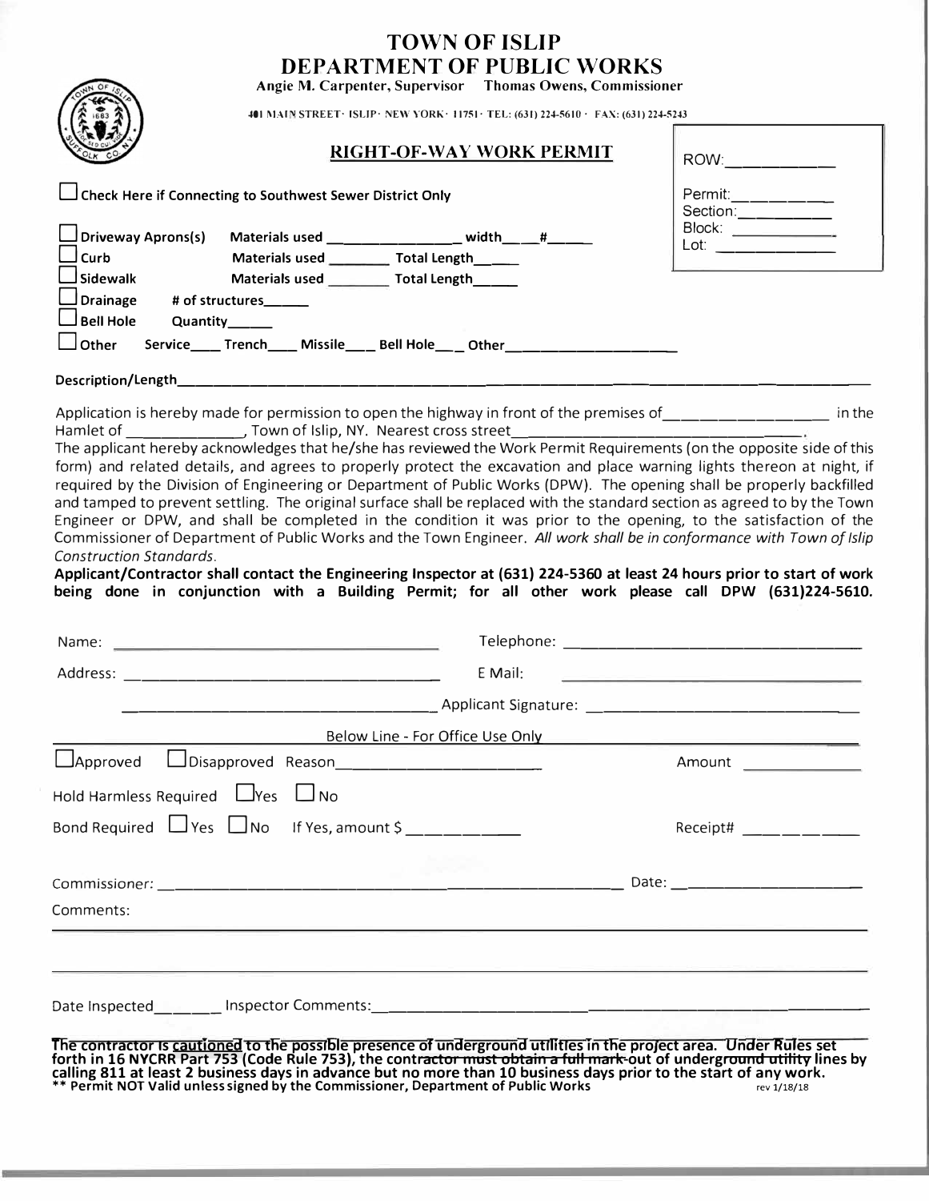# TOWN OF ISLIP
## DEPARTMENT OF PUBLIC WORKS

**Angie M. Carpenter, Supervisor    Thomas Owens, Commissioner**

401 MAIN STREET · ISLIP · NEW YORK · 11751 · TEL: (631) 224-5610 · FAX: (631) 224-5243

### RIGHT-OF-WAY WORK PERMIT

ROW:___________

Permit:___________
Section:___________
Block: ___________
Lot: ___________

☐ **Check Here if Connecting to Southwest Sewer District Only**

☐ **Driveway Aprons(s)**   **Materials used ________________ width_____ #______**

☐ **Curb**   **Materials used ________ Total Length______**

☐ **Sidewalk**   **Materials used ________ Total Length______**

☐ **Drainage**   **# of structures______**

☐ **Bell Hole**   **Quantity______**

☐ **Other**   **Service____ Trench____ Missile____ Bell Hole____ Other____________________**

**Description/Length**____________________________________________________________

Application is hereby made for permission to open the highway in front of the premises of__________________ in the Hamlet of ______________, Town of Islip, NY. Nearest cross street______________________________.

The applicant hereby acknowledges that he/she has reviewed the Work Permit Requirements (on the opposite side of this form) and related details, and agrees to properly protect the excavation and place warning lights thereon at night, if required by the Division of Engineering or Department of Public Works (DPW). The opening shall be properly backfilled and tamped to prevent settling. The original surface shall be replaced with the standard section as agreed to by the Town Engineer or DPW, and shall be completed in the condition it was prior to the opening, to the satisfaction of the Commissioner of Department of Public Works and the Town Engineer. *All work shall be in conformance with Town of Islip Construction Standards.*

**Applicant/Contractor shall contact the Engineering Inspector at (631) 224-5360 at least 24 hours prior to start of work being done in conjunction with a Building Permit; for all other work please call DPW (631)224-5610.**

Name: ______________________________   Telephone: ______________________________

Address: ____________________________   E Mail: ______________________________

______________________________ Applicant Signature: ______________________________

Below Line - For Office Use Only

☐ Approved   ☐ Disapproved Reason______________________   Amount ____________

Hold Harmless Required ☐ Yes ☐ No

Bond Required ☐ Yes ☐ No   If Yes, amount $ ____________   Receipt# ____________

Commissioner: ______________________________________________   Date: ____________________

Comments:

______________________________________________________________________

______________________________________________________________________

Date Inspected________ Inspector Comments:______________________________________________

**The contractor is cautioned to the possible presence of underground utilities in the project area. Under Rules set forth in 16 NYCRR Part 753 (Code Rule 753), the contractor must obtain a full mark-out of underground utility lines by calling 811 at least 2 business days in advance but no more than 10 business days prior to the start of any work.**

**\*\* Permit NOT Valid unless signed by the Commissioner, Department of Public Works**

rev 1/18/18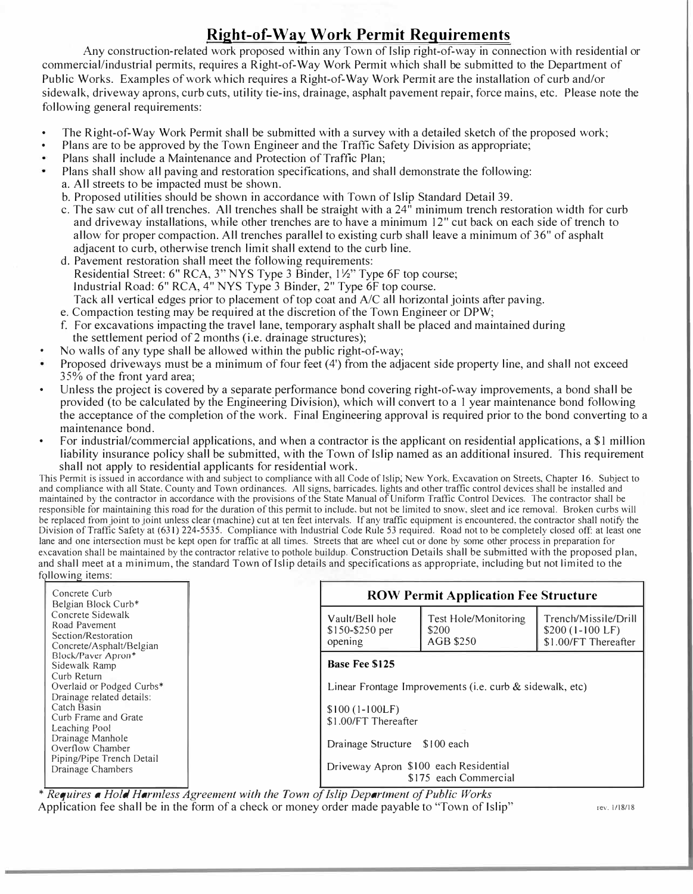# Right-of-Way Work Permit Requirements

Any construction-related work proposed within any Town of Islip right-of-way in connection with residential or commercial/industrial permits, requires a Right-of-Way Work Permit which shall be submitted to the Department of Public Works. Examples of work which requires a Right-of-Way Work Permit are the installation of curb and/or sidewalk, driveway aprons, curb cuts, utility tie-ins, drainage, asphalt pavement repair, force mains, etc. Please note the following general requirements:

- The Right-of-Way Work Permit shall be submitted with a survey with a detailed sketch of the proposed work;
- Plans are to be approved by the Town Engineer and the Traffic Safety Division as appropriate;
- Plans shall include a Maintenance and Protection of Traffic Plan;
- Plans shall show all paving and restoration specifications, and shall demonstrate the following:
  - a. All streets to be impacted must be shown.
  - b. Proposed utilities should be shown in accordance with Town of Islip Standard Detail 39.
  - c. The saw cut of all trenches. All trenches shall be straight with a 24" minimum trench restoration width for curb and driveway installations, while other trenches are to have a minimum 12" cut back on each side of trench to allow for proper compaction. All trenches parallel to existing curb shall leave a minimum of 36" of asphalt adjacent to curb, otherwise trench limit shall extend to the curb line.
  - d. Pavement restoration shall meet the following requirements:
    Residential Street: 6" RCA, 3" NYS Type 3 Binder, 1½" Type 6F top course;
    Industrial Road: 6" RCA, 4" NYS Type 3 Binder, 2" Type 6F top course.
    Tack all vertical edges prior to placement of top coat and A/C all horizontal joints after paving.
  - e. Compaction testing may be required at the discretion of the Town Engineer or DPW;
  - f. For excavations impacting the travel lane, temporary asphalt shall be placed and maintained during the settlement period of 2 months (i.e. drainage structures);
- No walls of any type shall be allowed within the public right-of-way;
- Proposed driveways must be a minimum of four feet (4') from the adjacent side property line, and shall not exceed 35% of the front yard area;
- Unless the project is covered by a separate performance bond covering right-of-way improvements, a bond shall be provided (to be calculated by the Engineering Division), which will convert to a 1 year maintenance bond following the acceptance of the completion of the work. Final Engineering approval is required prior to the bond converting to a maintenance bond.
- For industrial/commercial applications, and when a contractor is the applicant on residential applications, a $1 million liability insurance policy shall be submitted, with the Town of Islip named as an additional insured. This requirement shall not apply to residential applicants for residential work.

This Permit is issued in accordance with and subject to compliance with all Code of Islip, New York. Excavation on Streets, Chapter 16. Subject to and compliance with all State, County and Town ordinances. All signs, barricades, lights and other traffic control devices shall be installed and maintained by the contractor in accordance with the provisions of the State Manual of Uniform Traffic Control Devices. The contractor shall be responsible for maintaining this road for the duration of this permit to include, but not be limited to snow, sleet and ice removal. Broken curbs will be replaced from joint to joint unless clear (machine) cut at ten feet intervals. If any traffic equipment is encountered, the contractor shall notify the Division of Traffic Safety at (631) 224-5535. Compliance with Industrial Code Rule 53 required. Road not to be completely closed off: at least one lane and one intersection must be kept open for traffic at all times. Streets that are wheel cut or done by some other process in preparation for excavation shall be maintained by the contractor relative to pothole buildup. Construction Details shall be submitted with the proposed plan, and shall meet at a minimum, the standard Town of Islip details and specifications as appropriate, including but not limited to the following items:

- Concrete Curb
- Belgian Block Curb*
- Concrete Sidewalk
- Road Pavement Section/Restoration
- Concrete/Asphalt/Belgian Block/Paver Apron*
- Sidewalk Ramp
- Curb Return
- Overlaid or Podged Curbs*
- Drainage related details:
- Catch Basin
- Curb Frame and Grate
- Leaching Pool
- Drainage Manhole
- Overflow Chamber
- Piping/Pipe Trench Detail
- Drainage Chambers

**ROW Permit Application Fee Structure**

| Vault/Bell hole | Test Hole/Monitoring | Trench/Missile/Drill |
|---|---|---|
| $150-$250 per opening | $200<br>AGB $250 | $200 (1-100 LF)<br>$1.00/FT Thereafter |

**Base Fee $125**

Linear Frontage Improvements (i.e. curb & sidewalk, etc)

$100 (1-100LF)
$1.00/FT Thereafter

Drainage Structure $100 each

Driveway Apron $100 each Residential
$175 each Commercial

*\* Requires a Hold Harmless Agreement with the Town of Islip Department of Public Works*

Application fee shall be in the form of a check or money order made payable to "Town of Islip"

rev. 1/18/18